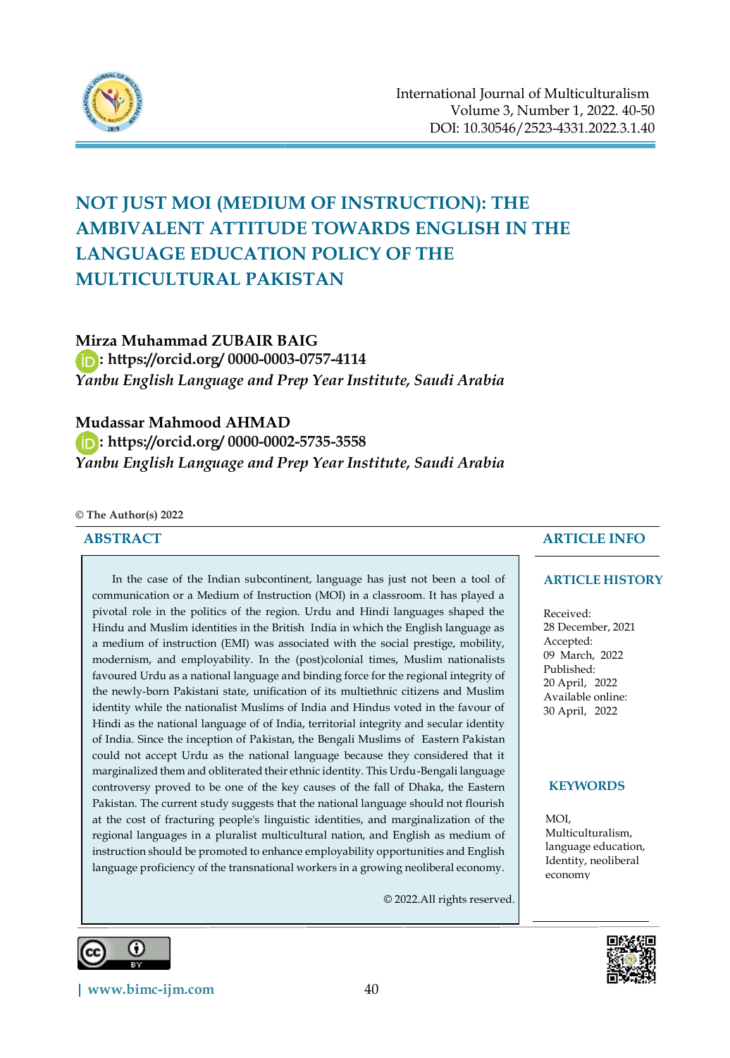International Journal of Multiculturalism
Volume 3, Number 1, 2022. 40-50
DOI: 10.30546/2523-4331.2022.3.1.40

# NOT JUST MOI (MEDIUM OF INSTRUCTION): THE AMBIVALENT ATTITUDE TOWARDS ENGLISH IN THE LANGUAGE EDUCATION POLICY OF THE MULTICULTURAL PAKISTAN

**Mirza Muhammad ZUBAIR BAIG**
**: https://orcid.org/ 0000-0003-0757-4114**
*Yanbu English Language and Prep Year Institute, Saudi Arabia*

**Mudassar Mahmood AHMAD**
**: https://orcid.org/ 0000-0002-5735-3558**
*Yanbu English Language and Prep Year Institute, Saudi Arabia*

**© The Author(s) 2022**

## ABSTRACT

In the case of the Indian subcontinent, language has just not been a tool of communication or a Medium of Instruction (MOI) in a classroom. It has played a pivotal role in the politics of the region. Urdu and Hindi languages shaped the Hindu and Muslim identities in the British India in which the English language as a medium of instruction (EMI) was associated with the social prestige, mobility, modernism, and employability. In the (post)colonial times, Muslim nationalists favoured Urdu as a national language and binding force for the regional integrity of the newly-born Pakistani state, unification of its multiethnic citizens and Muslim identity while the nationalist Muslims of India and Hindus voted in the favour of Hindi as the national language of of India, territorial integrity and secular identity of India. Since the inception of Pakistan, the Bengali Muslims of Eastern Pakistan could not accept Urdu as the national language because they considered that it marginalized them and obliterated their ethnic identity. This Urdu-Bengali language controversy proved to be one of the key causes of the fall of Dhaka, the Eastern Pakistan. The current study suggests that the national language should not flourish at the cost of fracturing people's linguistic identities, and marginalization of the regional languages in a pluralist multicultural nation, and English as medium of instruction should be promoted to enhance employability opportunities and English language proficiency of the transnational workers in a growing neoliberal economy.

© 2022.All rights reserved.

## ARTICLE INFO

### ARTICLE HISTORY

Received:
28 December, 2021
Accepted:
09 March, 2022
Published:
20 April, 2022
Available online:
30 April, 2022

### KEYWORDS

MOI,
Multiculturalism,
language education,
Identity, neoliberal economy

www.bimc-ijm.com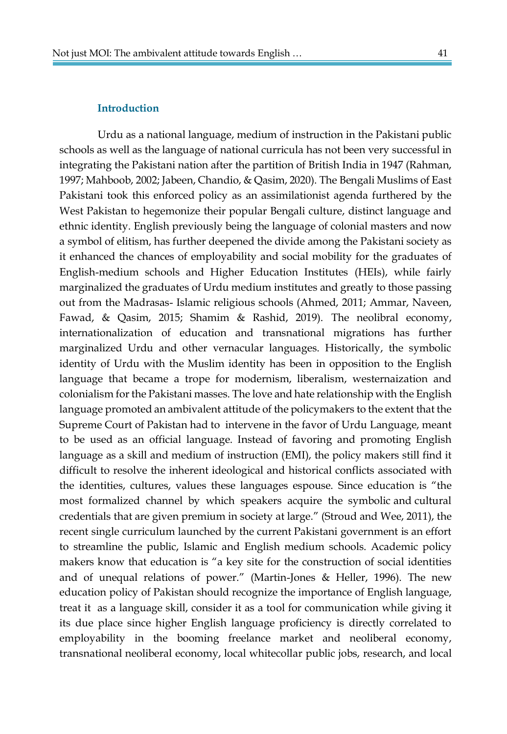### Introduction

Urdu as a national language, medium of instruction in the Pakistani public schools as well as the language of national curricula has not been very successful in integrating the Pakistani nation after the partition of British India in 1947 (Rahman, 1997; Mahboob, 2002; Jabeen, Chandio, & Qasim, 2020). The Bengali Muslims of East Pakistani took this enforced policy as an assimilationist agenda furthered by the West Pakistan to hegemonize their popular Bengali culture, distinct language and ethnic identity. English previously being the language of colonial masters and now a symbol of elitism, has further deepened the divide among the Pakistani society as it enhanced the chances of employability and social mobility for the graduates of English-medium schools and Higher Education Institutes (HEIs), while fairly marginalized the graduates of Urdu medium institutes and greatly to those passing out from the Madrasas- Islamic religious schools (Ahmed, 2011; Ammar, Naveen, Fawad, & Qasim, 2015; Shamim & Rashid, 2019). The neolibral economy, internationalization of education and transnational migrations has further marginalized Urdu and other vernacular languages. Historically, the symbolic identity of Urdu with the Muslim identity has been in opposition to the English language that became a trope for modernism, liberalism, westernaization and colonialism for the Pakistani masses. The love and hate relationship with the English language promoted an ambivalent attitude of the policymakers to the extent that the Supreme Court of Pakistan had to intervene in the favor of Urdu Language, meant to be used as an official language. Instead of favoring and promoting English language as a skill and medium of instruction (EMI), the policy makers still find it difficult to resolve the inherent ideological and historical conflicts associated with the identities, cultures, values these languages espouse. Since education is "the most formalized channel by which speakers acquire the symbolic and cultural credentials that are given premium in society at large." (Stroud and Wee, 2011), the recent single curriculum launched by the current Pakistani government is an effort to streamline the public, Islamic and English medium schools. Academic policy makers know that education is "a key site for the construction of social identities and of unequal relations of power." (Martin-Jones & Heller, 1996). The new education policy of Pakistan should recognize the importance of English language, treat it as a language skill, consider it as a tool for communication while giving it its due place since higher English language proficiency is directly correlated to employability in the booming freelance market and neoliberal economy, transnational neoliberal economy, local whitecollar public jobs, research, and local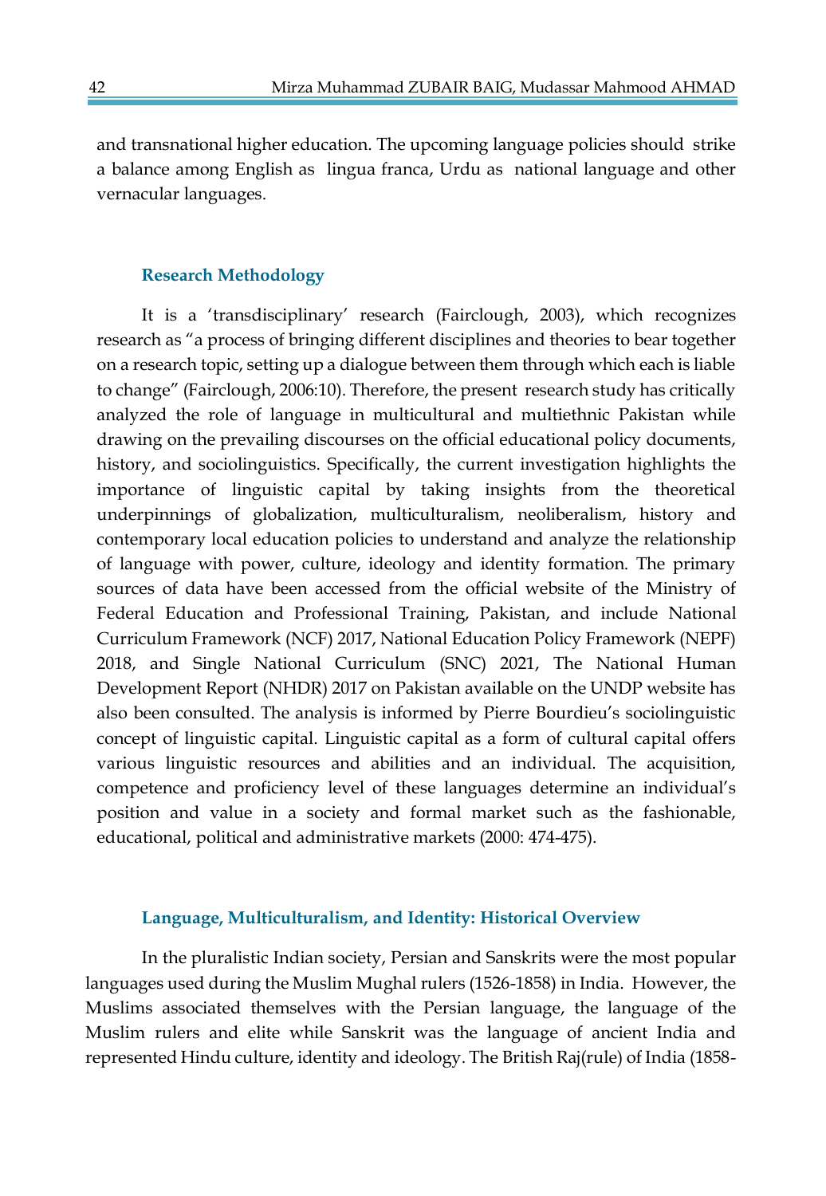and transnational higher education. The upcoming language policies should strike a balance among English as lingua franca, Urdu as national language and other vernacular languages.

### Research Methodology

It is a 'transdisciplinary' research (Fairclough, 2003), which recognizes research as "a process of bringing different disciplines and theories to bear together on a research topic, setting up a dialogue between them through which each is liable to change" (Fairclough, 2006:10). Therefore, the present research study has critically analyzed the role of language in multicultural and multiethnic Pakistan while drawing on the prevailing discourses on the official educational policy documents, history, and sociolinguistics. Specifically, the current investigation highlights the importance of linguistic capital by taking insights from the theoretical underpinnings of globalization, multiculturalism, neoliberalism, history and contemporary local education policies to understand and analyze the relationship of language with power, culture, ideology and identity formation. The primary sources of data have been accessed from the official website of the Ministry of Federal Education and Professional Training, Pakistan, and include National Curriculum Framework (NCF) 2017, National Education Policy Framework (NEPF) 2018, and Single National Curriculum (SNC) 2021, The National Human Development Report (NHDR) 2017 on Pakistan available on the UNDP website has also been consulted. The analysis is informed by Pierre Bourdieu's sociolinguistic concept of linguistic capital. Linguistic capital as a form of cultural capital offers various linguistic resources and abilities and an individual. The acquisition, competence and proficiency level of these languages determine an individual's position and value in a society and formal market such as the fashionable, educational, political and administrative markets (2000: 474-475).

### Language, Multiculturalism, and Identity: Historical Overview

In the pluralistic Indian society, Persian and Sanskrits were the most popular languages used during the Muslim Mughal rulers (1526-1858) in India. However, the Muslims associated themselves with the Persian language, the language of the Muslim rulers and elite while Sanskrit was the language of ancient India and represented Hindu culture, identity and ideology. The British Raj(rule) of India (1858-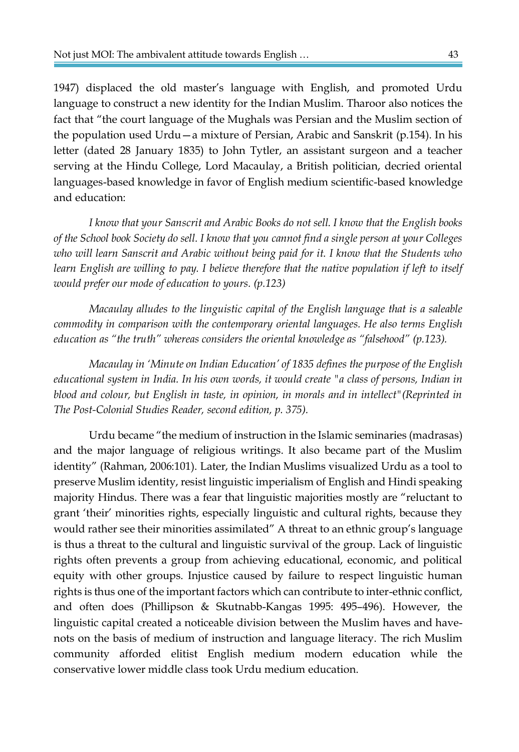1947) displaced the old master's language with English, and promoted Urdu language to construct a new identity for the Indian Muslim. Tharoor also notices the fact that "the court language of the Mughals was Persian and the Muslim section of the population used Urdu—a mixture of Persian, Arabic and Sanskrit (p.154). In his letter (dated 28 January 1835) to John Tytler, an assistant surgeon and a teacher serving at the Hindu College, Lord Macaulay, a British politician, decried oriental languages-based knowledge in favor of English medium scientific-based knowledge and education:

*I know that your Sanscrit and Arabic Books do not sell. I know that the English books of the School book Society do sell. I know that you cannot find a single person at your Colleges who will learn Sanscrit and Arabic without being paid for it. I know that the Students who learn English are willing to pay. I believe therefore that the native population if left to itself would prefer our mode of education to yours. (p.123)*

*Macaulay alludes to the linguistic capital of the English language that is a saleable commodity in comparison with the contemporary oriental languages. He also terms English education as "the truth" whereas considers the oriental knowledge as "falsehood" (p.123).*

*Macaulay in 'Minute on Indian Education' of 1835 defines the purpose of the English educational system in India. In his own words, it would create "a class of persons, Indian in blood and colour, but English in taste, in opinion, in morals and in intellect"(Reprinted in The Post-Colonial Studies Reader, second edition, p. 375).*

Urdu became "the medium of instruction in the Islamic seminaries (madrasas) and the major language of religious writings. It also became part of the Muslim identity" (Rahman, 2006:101). Later, the Indian Muslims visualized Urdu as a tool to preserve Muslim identity, resist linguistic imperialism of English and Hindi speaking majority Hindus. There was a fear that linguistic majorities mostly are "reluctant to grant 'their' minorities rights, especially linguistic and cultural rights, because they would rather see their minorities assimilated" A threat to an ethnic group's language is thus a threat to the cultural and linguistic survival of the group. Lack of linguistic rights often prevents a group from achieving educational, economic, and political equity with other groups. Injustice caused by failure to respect linguistic human rights is thus one of the important factors which can contribute to inter-ethnic conflict, and often does (Phillipson & Skutnabb-Kangas 1995: 495–496). However, the linguistic capital created a noticeable division between the Muslim haves and have-nots on the basis of medium of instruction and language literacy. The rich Muslim community afforded elitist English medium modern education while the conservative lower middle class took Urdu medium education.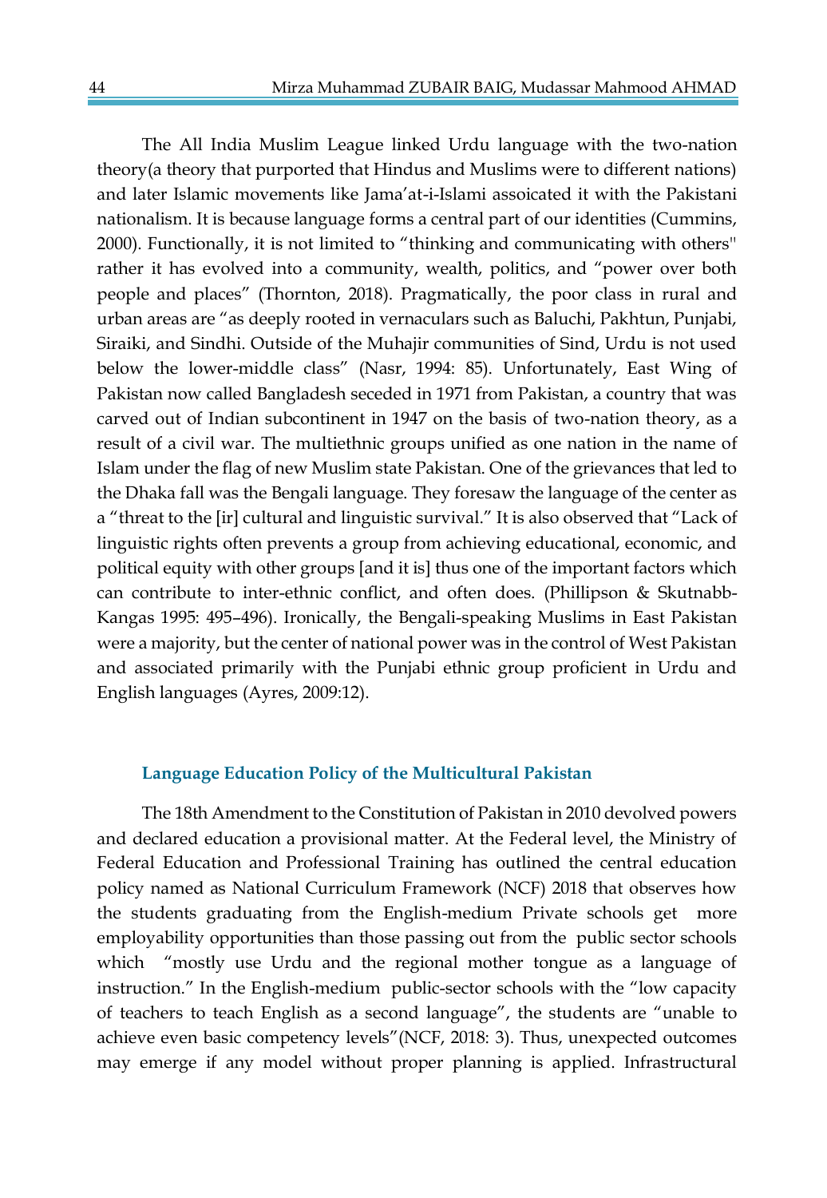The All India Muslim League linked Urdu language with the two-nation theory(a theory that purported that Hindus and Muslims were to different nations) and later Islamic movements like Jama'at-i-Islami assoicated it with the Pakistani nationalism. It is because language forms a central part of our identities (Cummins, 2000). Functionally, it is not limited to "thinking and communicating with others" rather it has evolved into a community, wealth, politics, and "power over both people and places" (Thornton, 2018). Pragmatically, the poor class in rural and urban areas are "as deeply rooted in vernaculars such as Baluchi, Pakhtun, Punjabi, Siraiki, and Sindhi. Outside of the Muhajir communities of Sind, Urdu is not used below the lower-middle class" (Nasr, 1994: 85). Unfortunately, East Wing of Pakistan now called Bangladesh seceded in 1971 from Pakistan, a country that was carved out of Indian subcontinent in 1947 on the basis of two-nation theory, as a result of a civil war. The multiethnic groups unified as one nation in the name of Islam under the flag of new Muslim state Pakistan. One of the grievances that led to the Dhaka fall was the Bengali language. They foresaw the language of the center as a "threat to the [ir] cultural and linguistic survival." It is also observed that "Lack of linguistic rights often prevents a group from achieving educational, economic, and political equity with other groups [and it is] thus one of the important factors which can contribute to inter-ethnic conflict, and often does. (Phillipson & Skutnabb-Kangas 1995: 495–496). Ironically, the Bengali-speaking Muslims in East Pakistan were a majority, but the center of national power was in the control of West Pakistan and associated primarily with the Punjabi ethnic group proficient in Urdu and English languages (Ayres, 2009:12).

## Language Education Policy of the Multicultural Pakistan

The 18th Amendment to the Constitution of Pakistan in 2010 devolved powers and declared education a provisional matter. At the Federal level, the Ministry of Federal Education and Professional Training has outlined the central education policy named as National Curriculum Framework (NCF) 2018 that observes how the students graduating from the English-medium Private schools get more employability opportunities than those passing out from the public sector schools which "mostly use Urdu and the regional mother tongue as a language of instruction." In the English-medium public-sector schools with the "low capacity of teachers to teach English as a second language", the students are "unable to achieve even basic competency levels"(NCF, 2018: 3). Thus, unexpected outcomes may emerge if any model without proper planning is applied. Infrastructural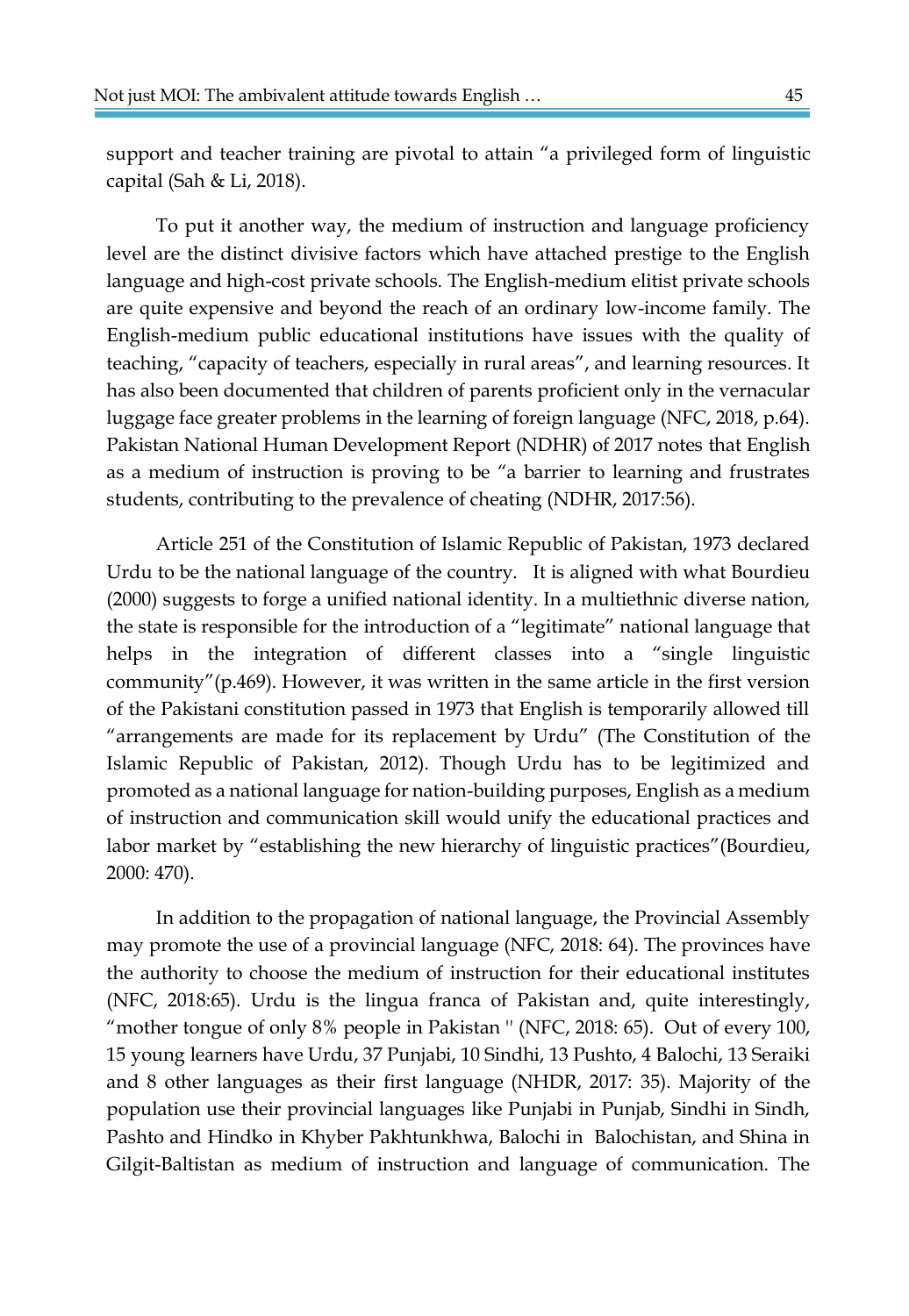support and teacher training are pivotal to attain "a privileged form of linguistic capital (Sah & Li, 2018).

To put it another way, the medium of instruction and language proficiency level are the distinct divisive factors which have attached prestige to the English language and high-cost private schools. The English-medium elitist private schools are quite expensive and beyond the reach of an ordinary low-income family. The English-medium public educational institutions have issues with the quality of teaching, "capacity of teachers, especially in rural areas", and learning resources. It has also been documented that children of parents proficient only in the vernacular luggage face greater problems in the learning of foreign language (NFC, 2018, p.64). Pakistan National Human Development Report (NDHR) of 2017 notes that English as a medium of instruction is proving to be "a barrier to learning and frustrates students, contributing to the prevalence of cheating (NDHR, 2017:56).

Article 251 of the Constitution of Islamic Republic of Pakistan, 1973 declared Urdu to be the national language of the country. It is aligned with what Bourdieu (2000) suggests to forge a unified national identity. In a multiethnic diverse nation, the state is responsible for the introduction of a "legitimate" national language that helps in the integration of different classes into a "single linguistic community"(p.469). However, it was written in the same article in the first version of the Pakistani constitution passed in 1973 that English is temporarily allowed till "arrangements are made for its replacement by Urdu" (The Constitution of the Islamic Republic of Pakistan, 2012). Though Urdu has to be legitimized and promoted as a national language for nation-building purposes, English as a medium of instruction and communication skill would unify the educational practices and labor market by "establishing the new hierarchy of linguistic practices"(Bourdieu, 2000: 470).

In addition to the propagation of national language, the Provincial Assembly may promote the use of a provincial language (NFC, 2018: 64). The provinces have the authority to choose the medium of instruction for their educational institutes (NFC, 2018:65). Urdu is the lingua franca of Pakistan and, quite interestingly, "mother tongue of only 8% people in Pakistan '' (NFC, 2018: 65). Out of every 100, 15 young learners have Urdu, 37 Punjabi, 10 Sindhi, 13 Pushto, 4 Balochi, 13 Seraiki and 8 other languages as their first language (NHDR, 2017: 35). Majority of the population use their provincial languages like Punjabi in Punjab, Sindhi in Sindh, Pashto and Hindko in Khyber Pakhtunkhwa, Balochi in Balochistan, and Shina in Gilgit-Baltistan as medium of instruction and language of communication. The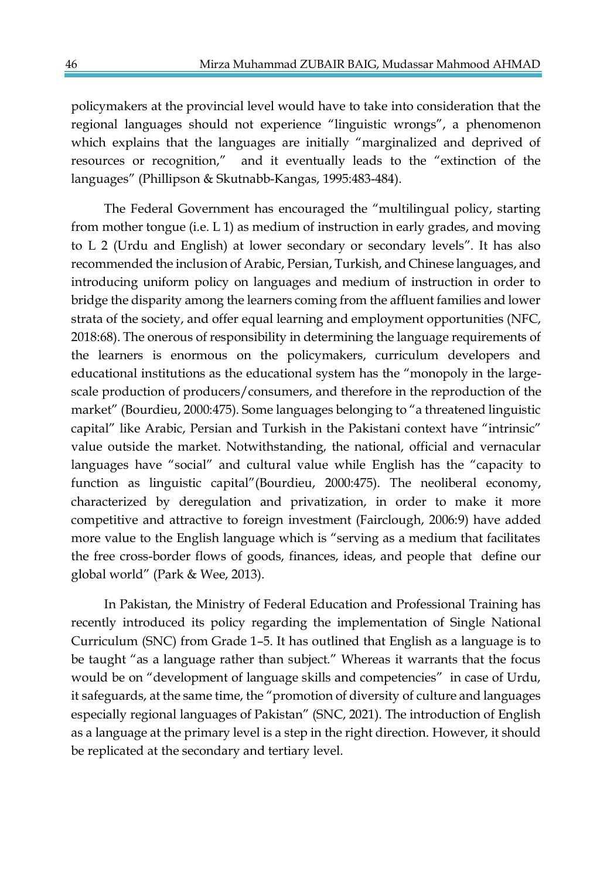policymakers at the provincial level would have to take into consideration that the regional languages should not experience "linguistic wrongs", a phenomenon which explains that the languages are initially "marginalized and deprived of resources or recognition," and it eventually leads to the "extinction of the languages" (Phillipson & Skutnabb-Kangas, 1995:483-484).

The Federal Government has encouraged the "multilingual policy, starting from mother tongue (i.e. L 1) as medium of instruction in early grades, and moving to L 2 (Urdu and English) at lower secondary or secondary levels". It has also recommended the inclusion of Arabic, Persian, Turkish, and Chinese languages, and introducing uniform policy on languages and medium of instruction in order to bridge the disparity among the learners coming from the affluent families and lower strata of the society, and offer equal learning and employment opportunities (NFC, 2018:68). The onerous of responsibility in determining the language requirements of the learners is enormous on the policymakers, curriculum developers and educational institutions as the educational system has the "monopoly in the large-scale production of producers/consumers, and therefore in the reproduction of the market" (Bourdieu, 2000:475). Some languages belonging to "a threatened linguistic capital" like Arabic, Persian and Turkish in the Pakistani context have "intrinsic" value outside the market. Notwithstanding, the national, official and vernacular languages have "social" and cultural value while English has the "capacity to function as linguistic capital"(Bourdieu, 2000:475). The neoliberal economy, characterized by deregulation and privatization, in order to make it more competitive and attractive to foreign investment (Fairclough, 2006:9) have added more value to the English language which is "serving as a medium that facilitates the free cross-border flows of goods, finances, ideas, and people that define our global world" (Park & Wee, 2013).

In Pakistan, the Ministry of Federal Education and Professional Training has recently introduced its policy regarding the implementation of Single National Curriculum (SNC) from Grade 1–5. It has outlined that English as a language is to be taught "as a language rather than subject." Whereas it warrants that the focus would be on "development of language skills and competencies" in case of Urdu, it safeguards, at the same time, the "promotion of diversity of culture and languages especially regional languages of Pakistan" (SNC, 2021). The introduction of English as a language at the primary level is a step in the right direction. However, it should be replicated at the secondary and tertiary level.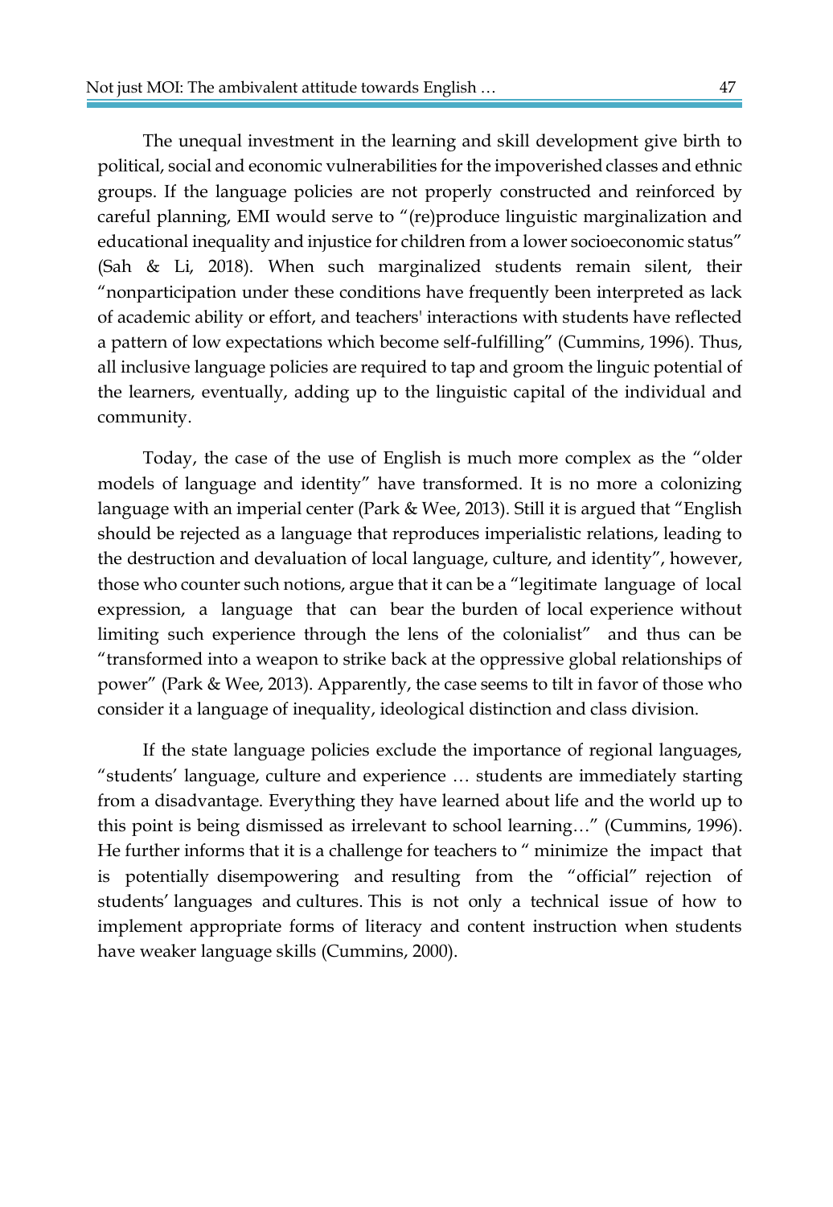The unequal investment in the learning and skill development give birth to political, social and economic vulnerabilities for the impoverished classes and ethnic groups. If the language policies are not properly constructed and reinforced by careful planning, EMI would serve to "(re)produce linguistic marginalization and educational inequality and injustice for children from a lower socioeconomic status" (Sah & Li, 2018). When such marginalized students remain silent, their "nonparticipation under these conditions have frequently been interpreted as lack of academic ability or effort, and teachers' interactions with students have reflected a pattern of low expectations which become self-fulfilling" (Cummins, 1996). Thus, all inclusive language policies are required to tap and groom the linguic potential of the learners, eventually, adding up to the linguistic capital of the individual and community.

Today, the case of the use of English is much more complex as the "older models of language and identity" have transformed. It is no more a colonizing language with an imperial center (Park & Wee, 2013). Still it is argued that "English should be rejected as a language that reproduces imperialistic relations, leading to the destruction and devaluation of local language, culture, and identity", however, those who counter such notions, argue that it can be a "legitimate language of local expression, a language that can bear the burden of local experience without limiting such experience through the lens of the colonialist" and thus can be "transformed into a weapon to strike back at the oppressive global relationships of power" (Park & Wee, 2013). Apparently, the case seems to tilt in favor of those who consider it a language of inequality, ideological distinction and class division.

If the state language policies exclude the importance of regional languages, "students' language, culture and experience … students are immediately starting from a disadvantage. Everything they have learned about life and the world up to this point is being dismissed as irrelevant to school learning…" (Cummins, 1996). He further informs that it is a challenge for teachers to " minimize the impact that is potentially disempowering and resulting from the "official" rejection of students' languages and cultures. This is not only a technical issue of how to implement appropriate forms of literacy and content instruction when students have weaker language skills (Cummins, 2000).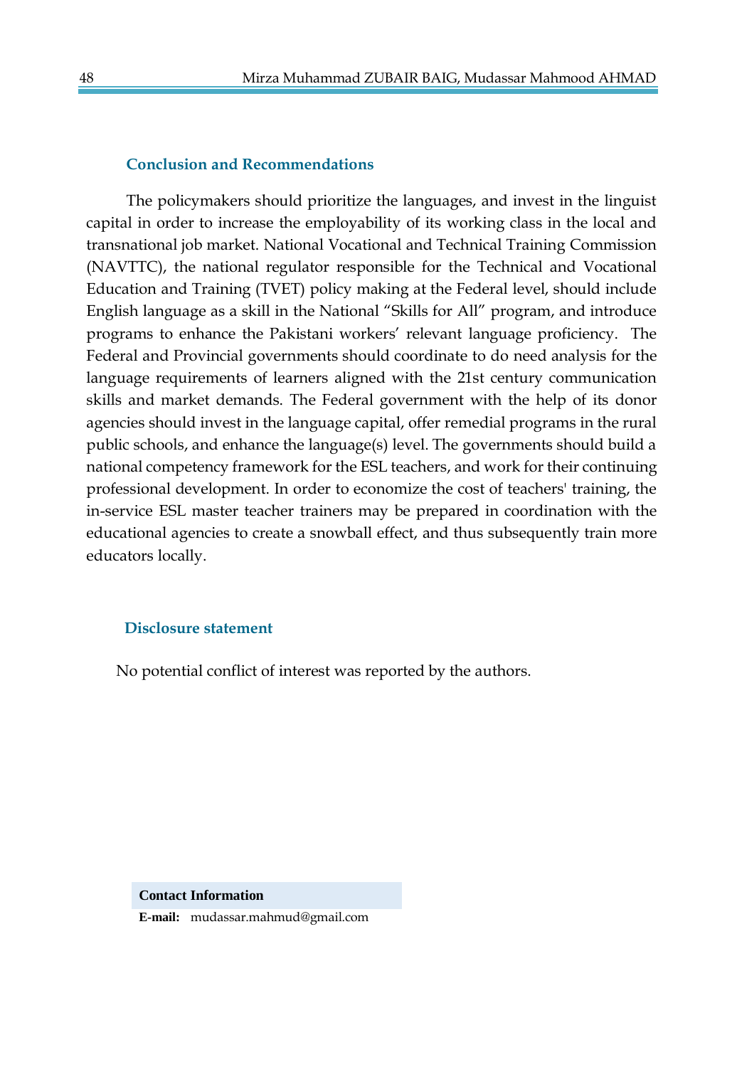## Conclusion and Recommendations

The policymakers should prioritize the languages, and invest in the linguist capital in order to increase the employability of its working class in the local and transnational job market. National Vocational and Technical Training Commission (NAVTTC), the national regulator responsible for the Technical and Vocational Education and Training (TVET) policy making at the Federal level, should include English language as a skill in the National "Skills for All" program, and introduce programs to enhance the Pakistani workers' relevant language proficiency. The Federal and Provincial governments should coordinate to do need analysis for the language requirements of learners aligned with the 21st century communication skills and market demands. The Federal government with the help of its donor agencies should invest in the language capital, offer remedial programs in the rural public schools, and enhance the language(s) level. The governments should build a national competency framework for the ESL teachers, and work for their continuing professional development. In order to economize the cost of teachers' training, the in-service ESL master teacher trainers may be prepared in coordination with the educational agencies to create a snowball effect, and thus subsequently train more educators locally.

## Disclosure statement

No potential conflict of interest was reported by the authors.

**Contact Information**

**E-mail:** mudassar.mahmud@gmail.com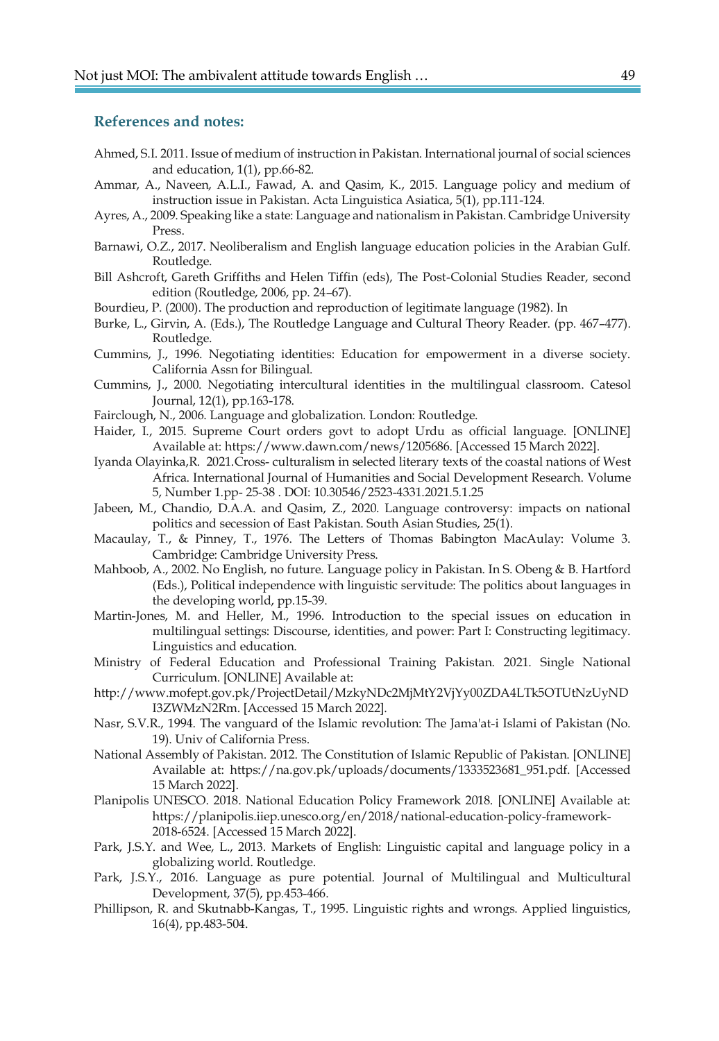### References and notes:

Ahmed, S.I. 2011. Issue of medium of instruction in Pakistan. International journal of social sciences and education, 1(1), pp.66-82.

Ammar, A., Naveen, A.L.I., Fawad, A. and Qasim, K., 2015. Language policy and medium of instruction issue in Pakistan. Acta Linguistica Asiatica, 5(1), pp.111-124.

Ayres, A., 2009. Speaking like a state: Language and nationalism in Pakistan. Cambridge University Press.

Barnawi, O.Z., 2017. Neoliberalism and English language education policies in the Arabian Gulf. Routledge.

Bill Ashcroft, Gareth Griffiths and Helen Tiffin (eds), The Post-Colonial Studies Reader, second edition (Routledge, 2006, pp. 24–67).

Bourdieu, P. (2000). The production and reproduction of legitimate language (1982). In

Burke, L., Girvin, A. (Eds.), The Routledge Language and Cultural Theory Reader. (pp. 467–477). Routledge.

Cummins, J., 1996. Negotiating identities: Education for empowerment in a diverse society. California Assn for Bilingual.

Cummins, J., 2000. Negotiating intercultural identities in the multilingual classroom. Catesol Journal, 12(1), pp.163-178.

Fairclough, N., 2006. Language and globalization. London: Routledge.

Haider, I., 2015. Supreme Court orders govt to adopt Urdu as official language. [ONLINE] Available at: https://www.dawn.com/news/1205686. [Accessed 15 March 2022].

Iyanda Olayinka,R. 2021.Cross- culturalism in selected literary texts of the coastal nations of West Africa. International Journal of Humanities and Social Development Research. Volume 5, Number 1.pp- 25-38 . DOI: 10.30546/2523-4331.2021.5.1.25

Jabeen, M., Chandio, D.A.A. and Qasim, Z., 2020. Language controversy: impacts on national politics and secession of East Pakistan. South Asian Studies, 25(1).

Macaulay, T., & Pinney, T., 1976. The Letters of Thomas Babington MacAulay: Volume 3. Cambridge: Cambridge University Press.

Mahboob, A., 2002. No English, no future. Language policy in Pakistan. In S. Obeng & B. Hartford (Eds.), Political independence with linguistic servitude: The politics about languages in the developing world, pp.15-39.

Martin-Jones, M. and Heller, M., 1996. Introduction to the special issues on education in multilingual settings: Discourse, identities, and power: Part I: Constructing legitimacy. Linguistics and education.

Ministry of Federal Education and Professional Training Pakistan. 2021. Single National Curriculum. [ONLINE] Available at:
http://www.mofept.gov.pk/ProjectDetail/MzkyNDc2MjMtY2VjYy00ZDA4LTk5OTUtNzUyNDI3ZWMzN2Rm. [Accessed 15 March 2022].

Nasr, S.V.R., 1994. The vanguard of the Islamic revolution: The Jama'at-i Islami of Pakistan (No. 19). Univ of California Press.

National Assembly of Pakistan. 2012. The Constitution of Islamic Republic of Pakistan. [ONLINE] Available at: https://na.gov.pk/uploads/documents/1333523681_951.pdf. [Accessed 15 March 2022].

Planipolis UNESCO. 2018. National Education Policy Framework 2018. [ONLINE] Available at: https://planipolis.iiep.unesco.org/en/2018/national-education-policy-framework-2018-6524. [Accessed 15 March 2022].

Park, J.S.Y. and Wee, L., 2013. Markets of English: Linguistic capital and language policy in a globalizing world. Routledge.

Park, J.S.Y., 2016. Language as pure potential. Journal of Multilingual and Multicultural Development, 37(5), pp.453-466.

Phillipson, R. and Skutnabb-Kangas, T., 1995. Linguistic rights and wrongs. Applied linguistics, 16(4), pp.483-504.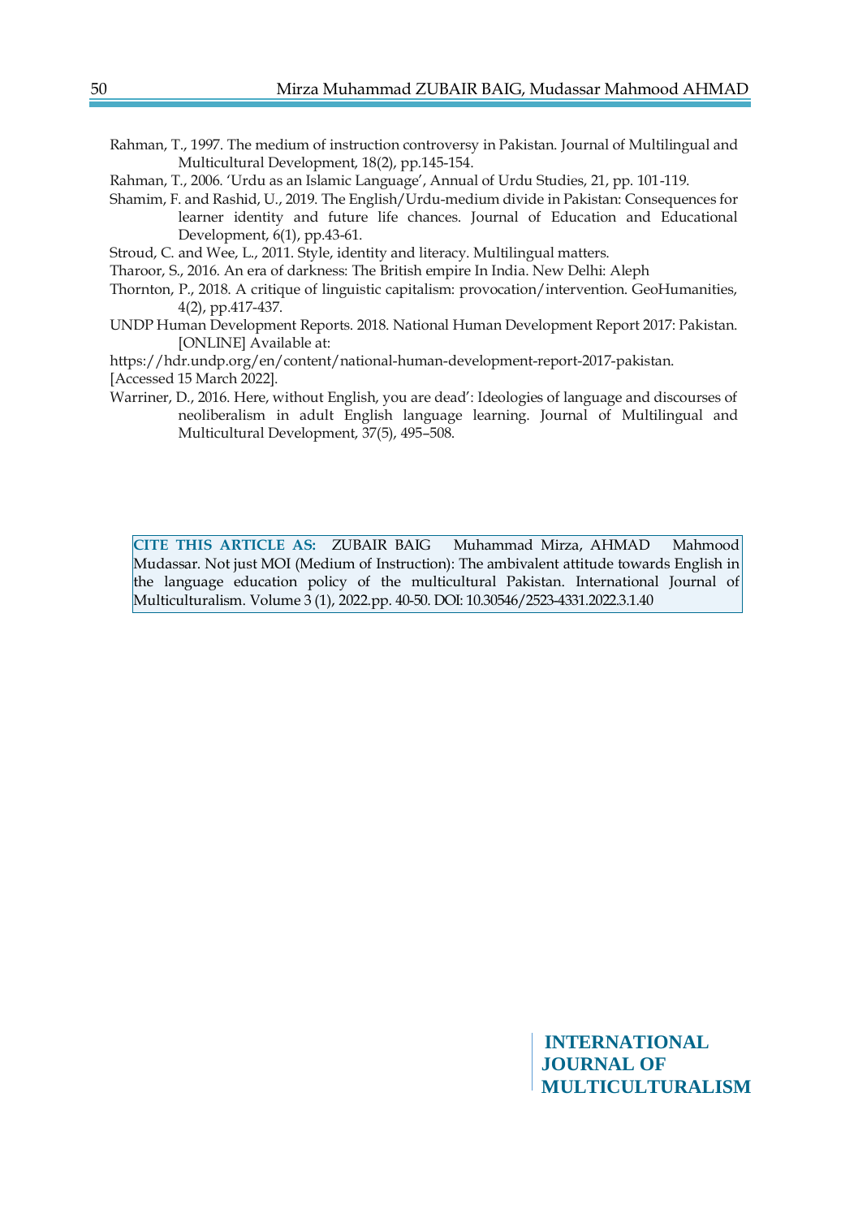Rahman, T., 1997. The medium of instruction controversy in Pakistan. Journal of Multilingual and Multicultural Development, 18(2), pp.145-154.

Rahman, T., 2006. 'Urdu as an Islamic Language', Annual of Urdu Studies, 21, pp. 101-119.

Shamim, F. and Rashid, U., 2019. The English/Urdu-medium divide in Pakistan: Consequences for learner identity and future life chances. Journal of Education and Educational Development, 6(1), pp.43-61.

Stroud, C. and Wee, L., 2011. Style, identity and literacy. Multilingual matters.

Tharoor, S., 2016. An era of darkness: The British empire In India. New Delhi: Aleph

Thornton, P., 2018. A critique of linguistic capitalism: provocation/intervention. GeoHumanities, 4(2), pp.417-437.

UNDP Human Development Reports. 2018. National Human Development Report 2017: Pakistan. [ONLINE] Available at:
https://hdr.undp.org/en/content/national-human-development-report-2017-pakistan.
[Accessed 15 March 2022].

Warriner, D., 2016. Here, without English, you are dead': Ideologies of language and discourses of neoliberalism in adult English language learning. Journal of Multilingual and Multicultural Development, 37(5), 495–508.

**CITE THIS ARTICLE AS:** ZUBAIR BAIG Muhammad Mirza, AHMAD Mahmood Mudassar. Not just MOI (Medium of Instruction): The ambivalent attitude towards English in the language education policy of the multicultural Pakistan. International Journal of Multiculturalism. Volume 3 (1), 2022.pp. 40-50. DOI: 10.30546/2523-4331.2022.3.1.40